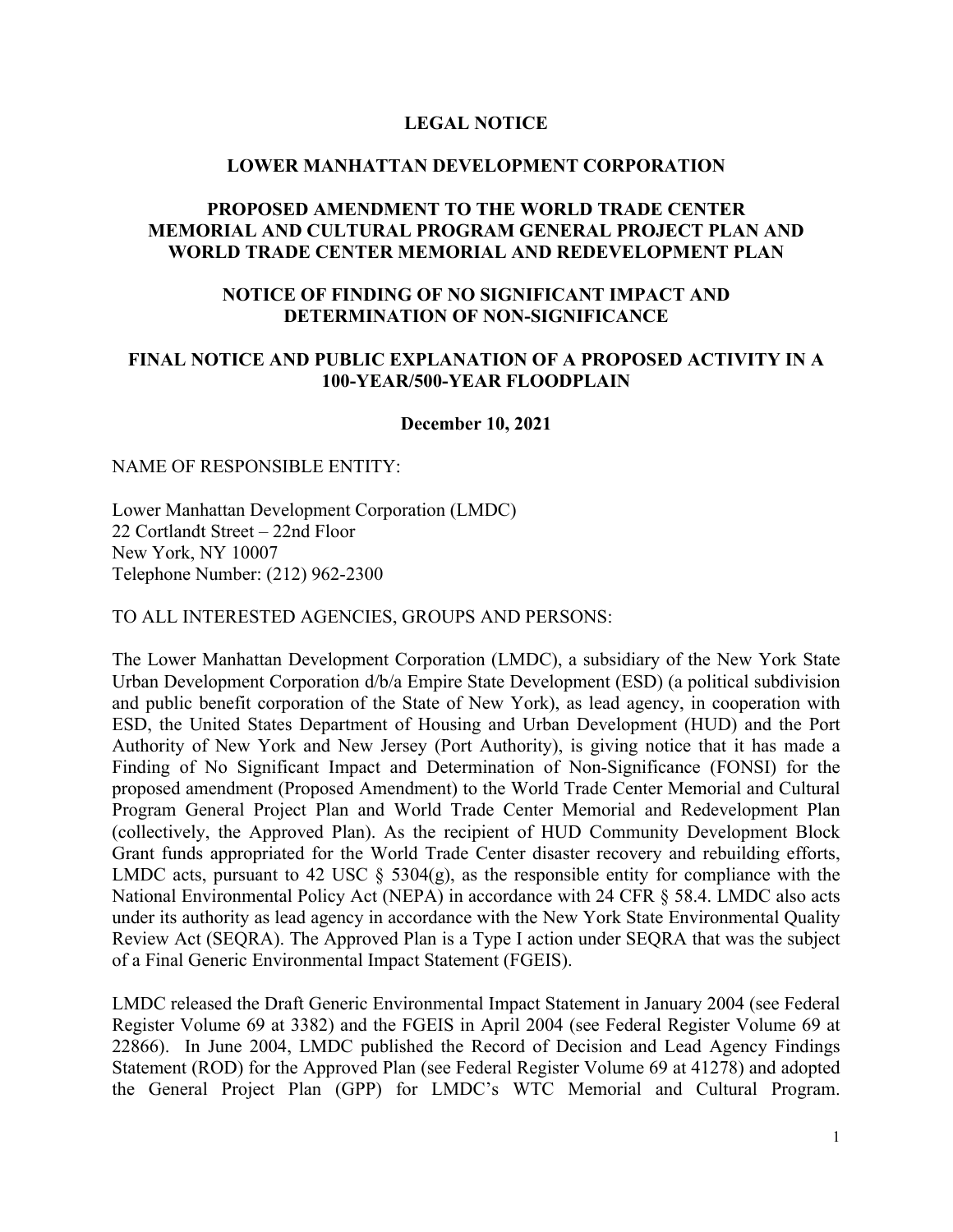# LEGAL NOTICE

## LOWER MANHATTAN DEVELOPMENT CORPORATION

## PROPOSED AMENDMENT TO THE WORLD TRADE CENTER MEMORIAL AND CULTURAL PROGRAM GENERAL PROJECT PLAN AND WORLD TRADE CENTER MEMORIAL AND REDEVELOPMENT PLAN

## NOTICE OF FINDING OF NO SIGNIFICANT IMPACT AND DETERMINATION OF NON-SIGNIFICANCE

## FINAL NOTICE AND PUBLIC EXPLANATION OF A PROPOSED ACTIVITY IN A 100-YEAR/500-YEAR FLOODPLAIN

**December 10, 2021**

NAME OF RESPONSIBLE ENTITY:

Lower Manhattan Development Corporation (LMDC)
22 Cortlandt Street – 22nd Floor
New York, NY 10007
Telephone Number: (212) 962-2300

TO ALL INTERESTED AGENCIES, GROUPS AND PERSONS:

The Lower Manhattan Development Corporation (LMDC), a subsidiary of the New York State Urban Development Corporation d/b/a Empire State Development (ESD) (a political subdivision and public benefit corporation of the State of New York), as lead agency, in cooperation with ESD, the United States Department of Housing and Urban Development (HUD) and the Port Authority of New York and New Jersey (Port Authority), is giving notice that it has made a Finding of No Significant Impact and Determination of Non-Significance (FONSI) for the proposed amendment (Proposed Amendment) to the World Trade Center Memorial and Cultural Program General Project Plan and World Trade Center Memorial and Redevelopment Plan (collectively, the Approved Plan). As the recipient of HUD Community Development Block Grant funds appropriated for the World Trade Center disaster recovery and rebuilding efforts, LMDC acts, pursuant to 42 USC § 5304(g), as the responsible entity for compliance with the National Environmental Policy Act (NEPA) in accordance with 24 CFR § 58.4. LMDC also acts under its authority as lead agency in accordance with the New York State Environmental Quality Review Act (SEQRA). The Approved Plan is a Type I action under SEQRA that was the subject of a Final Generic Environmental Impact Statement (FGEIS).

LMDC released the Draft Generic Environmental Impact Statement in January 2004 (see Federal Register Volume 69 at 3382) and the FGEIS in April 2004 (see Federal Register Volume 69 at 22866). In June 2004, LMDC published the Record of Decision and Lead Agency Findings Statement (ROD) for the Approved Plan (see Federal Register Volume 69 at 41278) and adopted the General Project Plan (GPP) for LMDC's WTC Memorial and Cultural Program.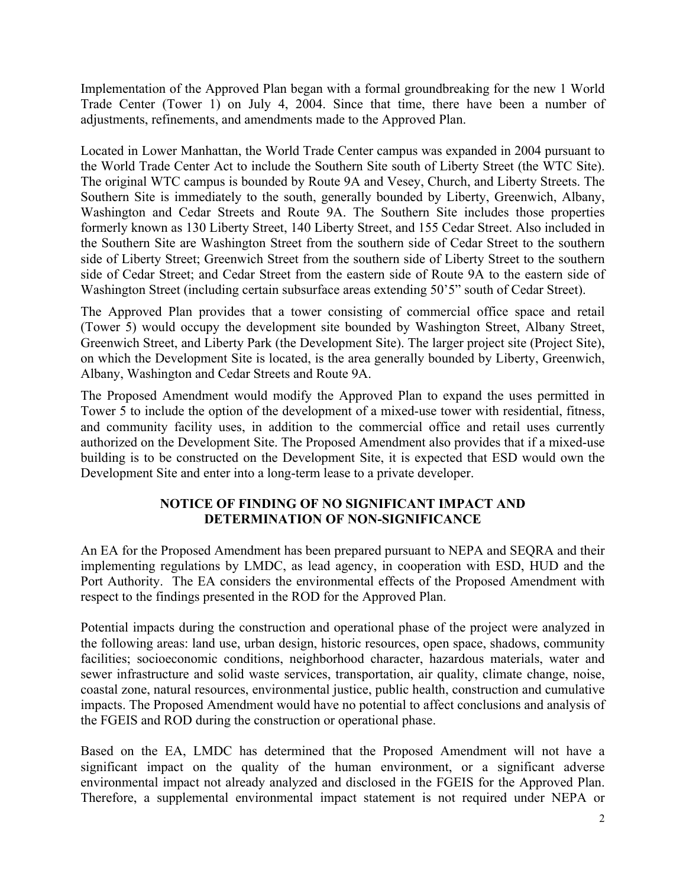Implementation of the Approved Plan began with a formal groundbreaking for the new 1 World Trade Center (Tower 1) on July 4, 2004. Since that time, there have been a number of adjustments, refinements, and amendments made to the Approved Plan.

Located in Lower Manhattan, the World Trade Center campus was expanded in 2004 pursuant to the World Trade Center Act to include the Southern Site south of Liberty Street (the WTC Site). The original WTC campus is bounded by Route 9A and Vesey, Church, and Liberty Streets. The Southern Site is immediately to the south, generally bounded by Liberty, Greenwich, Albany, Washington and Cedar Streets and Route 9A. The Southern Site includes those properties formerly known as 130 Liberty Street, 140 Liberty Street, and 155 Cedar Street. Also included in the Southern Site are Washington Street from the southern side of Cedar Street to the southern side of Liberty Street; Greenwich Street from the southern side of Liberty Street to the southern side of Cedar Street; and Cedar Street from the eastern side of Route 9A to the eastern side of Washington Street (including certain subsurface areas extending 50'5" south of Cedar Street).

The Approved Plan provides that a tower consisting of commercial office space and retail (Tower 5) would occupy the development site bounded by Washington Street, Albany Street, Greenwich Street, and Liberty Park (the Development Site). The larger project site (Project Site), on which the Development Site is located, is the area generally bounded by Liberty, Greenwich, Albany, Washington and Cedar Streets and Route 9A.

The Proposed Amendment would modify the Approved Plan to expand the uses permitted in Tower 5 to include the option of the development of a mixed-use tower with residential, fitness, and community facility uses, in addition to the commercial office and retail uses currently authorized on the Development Site. The Proposed Amendment also provides that if a mixed-use building is to be constructed on the Development Site, it is expected that ESD would own the Development Site and enter into a long-term lease to a private developer.

**NOTICE OF FINDING OF NO SIGNIFICANT IMPACT AND DETERMINATION OF NON-SIGNIFICANCE**

An EA for the Proposed Amendment has been prepared pursuant to NEPA and SEQRA and their implementing regulations by LMDC, as lead agency, in cooperation with ESD, HUD and the Port Authority. The EA considers the environmental effects of the Proposed Amendment with respect to the findings presented in the ROD for the Approved Plan.

Potential impacts during the construction and operational phase of the project were analyzed in the following areas: land use, urban design, historic resources, open space, shadows, community facilities; socioeconomic conditions, neighborhood character, hazardous materials, water and sewer infrastructure and solid waste services, transportation, air quality, climate change, noise, coastal zone, natural resources, environmental justice, public health, construction and cumulative impacts. The Proposed Amendment would have no potential to affect conclusions and analysis of the FGEIS and ROD during the construction or operational phase.

Based on the EA, LMDC has determined that the Proposed Amendment will not have a significant impact on the quality of the human environment, or a significant adverse environmental impact not already analyzed and disclosed in the FGEIS for the Approved Plan. Therefore, a supplemental environmental impact statement is not required under NEPA or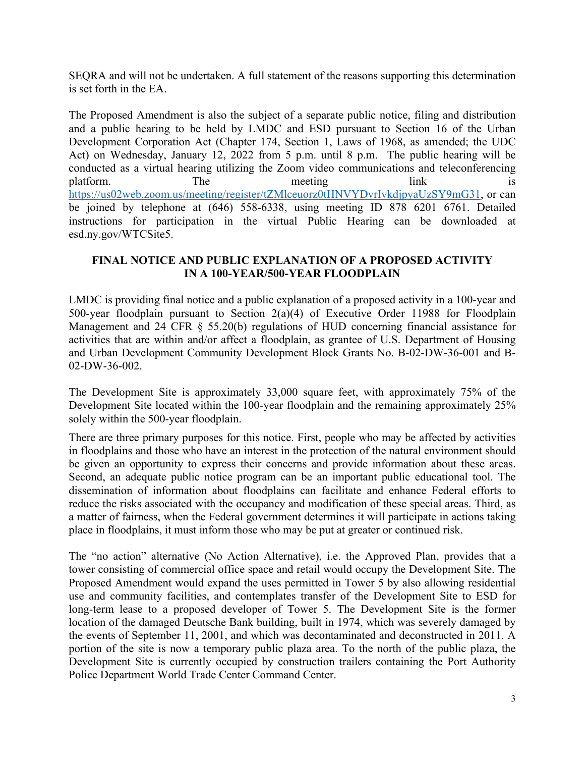SEQRA and will not be undertaken. A full statement of the reasons supporting this determination is set forth in the EA.

The Proposed Amendment is also the subject of a separate public notice, filing and distribution and a public hearing to be held by LMDC and ESD pursuant to Section 16 of the Urban Development Corporation Act (Chapter 174, Section 1, Laws of 1968, as amended; the UDC Act) on Wednesday, January 12, 2022 from 5 p.m. until 8 p.m. The public hearing will be conducted as a virtual hearing utilizing the Zoom video communications and teleconferencing platform. The meeting link is https://us02web.zoom.us/meeting/register/tZMlceuorz0tHNVYDvrIvkdjpyaUzSY9mG31, or can be joined by telephone at (646) 558-6338, using meeting ID 878 6201 6761. Detailed instructions for participation in the virtual Public Hearing can be downloaded at esd.ny.gov/WTCSite5.

## FINAL NOTICE AND PUBLIC EXPLANATION OF A PROPOSED ACTIVITY IN A 100-YEAR/500-YEAR FLOODPLAIN

LMDC is providing final notice and a public explanation of a proposed activity in a 100-year and 500-year floodplain pursuant to Section 2(a)(4) of Executive Order 11988 for Floodplain Management and 24 CFR § 55.20(b) regulations of HUD concerning financial assistance for activities that are within and/or affect a floodplain, as grantee of U.S. Department of Housing and Urban Development Community Development Block Grants No. B-02-DW-36-001 and B-02-DW-36-002.

The Development Site is approximately 33,000 square feet, with approximately 75% of the Development Site located within the 100-year floodplain and the remaining approximately 25% solely within the 500-year floodplain.

There are three primary purposes for this notice. First, people who may be affected by activities in floodplains and those who have an interest in the protection of the natural environment should be given an opportunity to express their concerns and provide information about these areas. Second, an adequate public notice program can be an important public educational tool. The dissemination of information about floodplains can facilitate and enhance Federal efforts to reduce the risks associated with the occupancy and modification of these special areas. Third, as a matter of fairness, when the Federal government determines it will participate in actions taking place in floodplains, it must inform those who may be put at greater or continued risk.

The "no action" alternative (No Action Alternative), i.e. the Approved Plan, provides that a tower consisting of commercial office space and retail would occupy the Development Site. The Proposed Amendment would expand the uses permitted in Tower 5 by also allowing residential use and community facilities, and contemplates transfer of the Development Site to ESD for long-term lease to a proposed developer of Tower 5. The Development Site is the former location of the damaged Deutsche Bank building, built in 1974, which was severely damaged by the events of September 11, 2001, and which was decontaminated and deconstructed in 2011. A portion of the site is now a temporary public plaza area. To the north of the public plaza, the Development Site is currently occupied by construction trailers containing the Port Authority Police Department World Trade Center Command Center.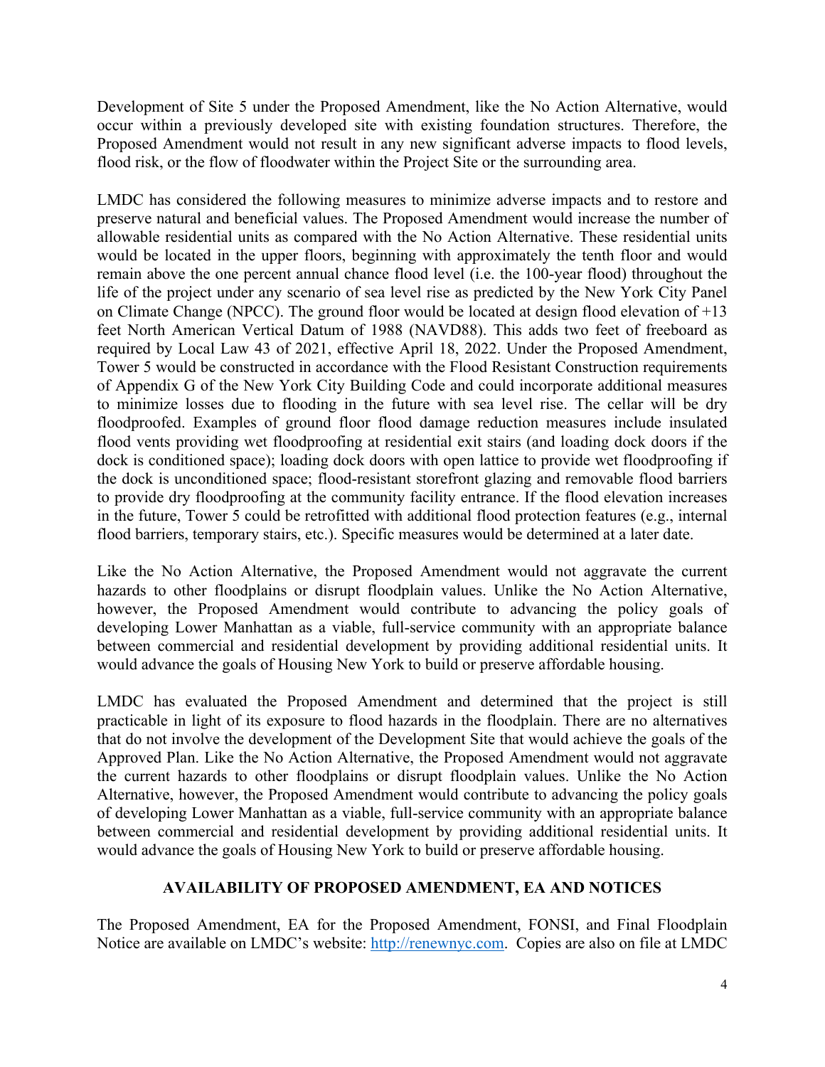Development of Site 5 under the Proposed Amendment, like the No Action Alternative, would occur within a previously developed site with existing foundation structures. Therefore, the Proposed Amendment would not result in any new significant adverse impacts to flood levels, flood risk, or the flow of floodwater within the Project Site or the surrounding area.

LMDC has considered the following measures to minimize adverse impacts and to restore and preserve natural and beneficial values. The Proposed Amendment would increase the number of allowable residential units as compared with the No Action Alternative. These residential units would be located in the upper floors, beginning with approximately the tenth floor and would remain above the one percent annual chance flood level (i.e. the 100-year flood) throughout the life of the project under any scenario of sea level rise as predicted by the New York City Panel on Climate Change (NPCC). The ground floor would be located at design flood elevation of +13 feet North American Vertical Datum of 1988 (NAVD88). This adds two feet of freeboard as required by Local Law 43 of 2021, effective April 18, 2022. Under the Proposed Amendment, Tower 5 would be constructed in accordance with the Flood Resistant Construction requirements of Appendix G of the New York City Building Code and could incorporate additional measures to minimize losses due to flooding in the future with sea level rise. The cellar will be dry floodproofed. Examples of ground floor flood damage reduction measures include insulated flood vents providing wet floodproofing at residential exit stairs (and loading dock doors if the dock is conditioned space); loading dock doors with open lattice to provide wet floodproofing if the dock is unconditioned space; flood-resistant storefront glazing and removable flood barriers to provide dry floodproofing at the community facility entrance. If the flood elevation increases in the future, Tower 5 could be retrofitted with additional flood protection features (e.g., internal flood barriers, temporary stairs, etc.). Specific measures would be determined at a later date.

Like the No Action Alternative, the Proposed Amendment would not aggravate the current hazards to other floodplains or disrupt floodplain values. Unlike the No Action Alternative, however, the Proposed Amendment would contribute to advancing the policy goals of developing Lower Manhattan as a viable, full-service community with an appropriate balance between commercial and residential development by providing additional residential units. It would advance the goals of Housing New York to build or preserve affordable housing.

LMDC has evaluated the Proposed Amendment and determined that the project is still practicable in light of its exposure to flood hazards in the floodplain. There are no alternatives that do not involve the development of the Development Site that would achieve the goals of the Approved Plan. Like the No Action Alternative, the Proposed Amendment would not aggravate the current hazards to other floodplains or disrupt floodplain values. Unlike the No Action Alternative, however, the Proposed Amendment would contribute to advancing the policy goals of developing Lower Manhattan as a viable, full-service community with an appropriate balance between commercial and residential development by providing additional residential units. It would advance the goals of Housing New York to build or preserve affordable housing.

## AVAILABILITY OF PROPOSED AMENDMENT, EA AND NOTICES

The Proposed Amendment, EA for the Proposed Amendment, FONSI, and Final Floodplain Notice are available on LMDC's website: [http://renewnyc.com](http://renewnyc.com). Copies are also on file at LMDC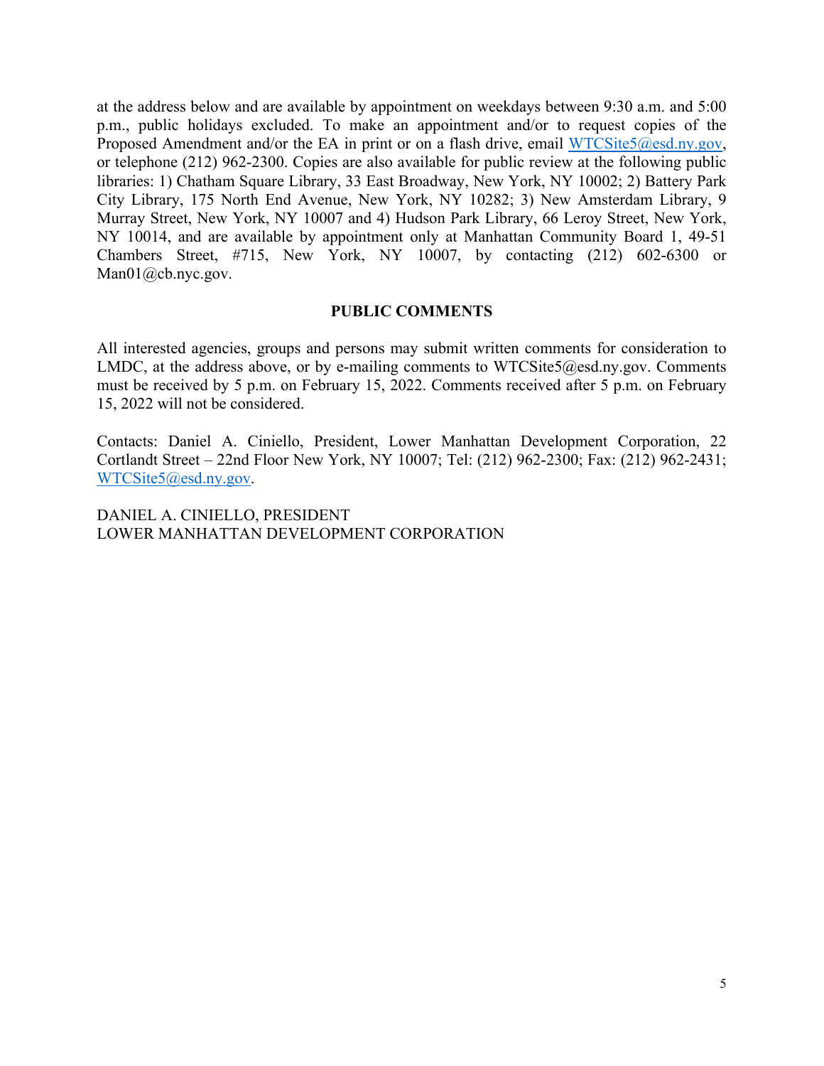at the address below and are available by appointment on weekdays between 9:30 a.m. and 5:00 p.m., public holidays excluded. To make an appointment and/or to request copies of the Proposed Amendment and/or the EA in print or on a flash drive, email WTCSite5@esd.ny.gov, or telephone (212) 962-2300. Copies are also available for public review at the following public libraries: 1) Chatham Square Library, 33 East Broadway, New York, NY 10002; 2) Battery Park City Library, 175 North End Avenue, New York, NY 10282; 3) New Amsterdam Library, 9 Murray Street, New York, NY 10007 and 4) Hudson Park Library, 66 Leroy Street, New York, NY 10014, and are available by appointment only at Manhattan Community Board 1, 49-51 Chambers Street, #715, New York, NY 10007, by contacting (212) 602-6300 or Man01@cb.nyc.gov.

## PUBLIC COMMENTS

All interested agencies, groups and persons may submit written comments for consideration to LMDC, at the address above, or by e-mailing comments to WTCSite5@esd.ny.gov. Comments must be received by 5 p.m. on February 15, 2022. Comments received after 5 p.m. on February 15, 2022 will not be considered.

Contacts: Daniel A. Ciniello, President, Lower Manhattan Development Corporation, 22 Cortlandt Street – 22nd Floor New York, NY 10007; Tel: (212) 962-2300; Fax: (212) 962-2431; WTCSite5@esd.ny.gov.

DANIEL A. CINIELLO, PRESIDENT
LOWER MANHATTAN DEVELOPMENT CORPORATION